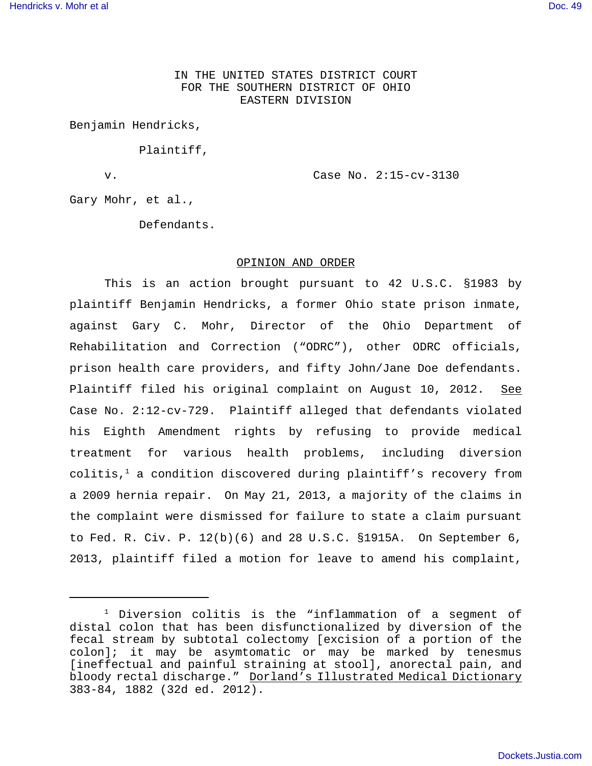IN THE UNITED STATES DISTRICT COURT
FOR THE SOUTHERN DISTRICT OF OHIO
EASTERN DIVISION

Benjamin Hendricks,

Plaintiff,

v. Case No. 2:15-cv-3130

Gary Mohr, et al.,

Defendants.

## OPINION AND ORDER

This is an action brought pursuant to 42 U.S.C. §1983 by plaintiff Benjamin Hendricks, a former Ohio state prison inmate, against Gary C. Mohr, Director of the Ohio Department of Rehabilitation and Correction ("ODRC"), other ODRC officials, prison health care providers, and fifty John/Jane Doe defendants. Plaintiff filed his original complaint on August 10, 2012. See Case No. 2:12-cv-729. Plaintiff alleged that defendants violated his Eighth Amendment rights by refusing to provide medical treatment for various health problems, including diversion colitis,[1] a condition discovered during plaintiff's recovery from a 2009 hernia repair. On May 21, 2013, a majority of the claims in the complaint were dismissed for failure to state a claim pursuant to Fed. R. Civ. P. 12(b)(6) and 28 U.S.C. §1915A. On September 6, 2013, plaintiff filed a motion for leave to amend his complaint,

---

[1] Diversion colitis is the "inflammation of a segment of distal colon that has been disfunctionalized by diversion of the fecal stream by subtotal colectomy [excision of a portion of the colon]; it may be asymtomatic or may be marked by tenesmus [ineffectual and painful straining at stool], anorectal pain, and bloody rectal discharge." Dorland's Illustrated Medical Dictionary 383-84, 1882 (32d ed. 2012).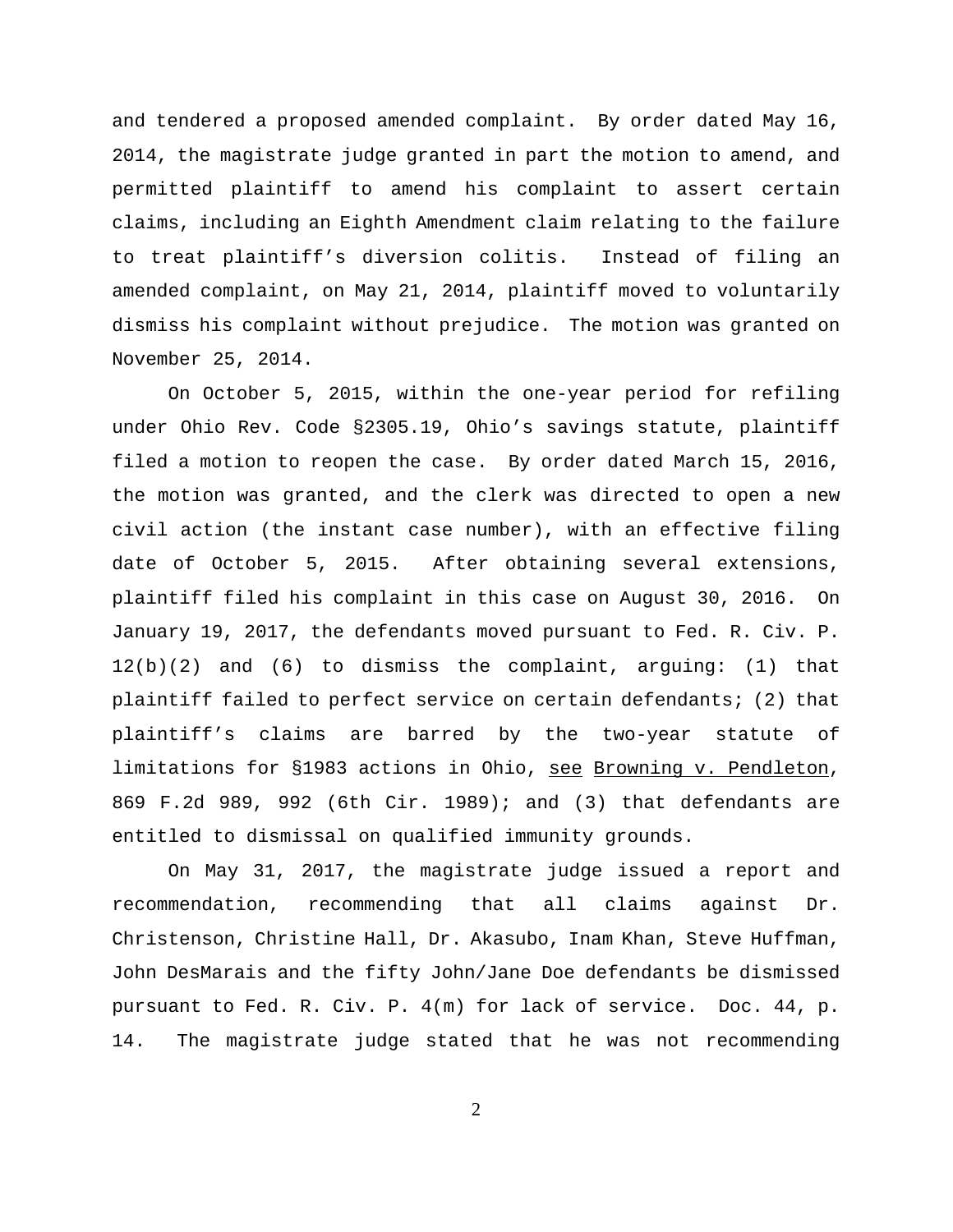and tendered a proposed amended complaint. By order dated May 16, 2014, the magistrate judge granted in part the motion to amend, and permitted plaintiff to amend his complaint to assert certain claims, including an Eighth Amendment claim relating to the failure to treat plaintiff's diversion colitis. Instead of filing an amended complaint, on May 21, 2014, plaintiff moved to voluntarily dismiss his complaint without prejudice. The motion was granted on November 25, 2014.

On October 5, 2015, within the one-year period for refiling under Ohio Rev. Code §2305.19, Ohio's savings statute, plaintiff filed a motion to reopen the case. By order dated March 15, 2016, the motion was granted, and the clerk was directed to open a new civil action (the instant case number), with an effective filing date of October 5, 2015. After obtaining several extensions, plaintiff filed his complaint in this case on August 30, 2016. On January 19, 2017, the defendants moved pursuant to Fed. R. Civ. P. 12(b)(2) and (6) to dismiss the complaint, arguing: (1) that plaintiff failed to perfect service on certain defendants; (2) that plaintiff's claims are barred by the two-year statute of limitations for §1983 actions in Ohio, see Browning v. Pendleton, 869 F.2d 989, 992 (6th Cir. 1989); and (3) that defendants are entitled to dismissal on qualified immunity grounds.

On May 31, 2017, the magistrate judge issued a report and recommendation, recommending that all claims against Dr. Christenson, Christine Hall, Dr. Akasubo, Inam Khan, Steve Huffman, John DesMarais and the fifty John/Jane Doe defendants be dismissed pursuant to Fed. R. Civ. P. 4(m) for lack of service. Doc. 44, p. 14. The magistrate judge stated that he was not recommending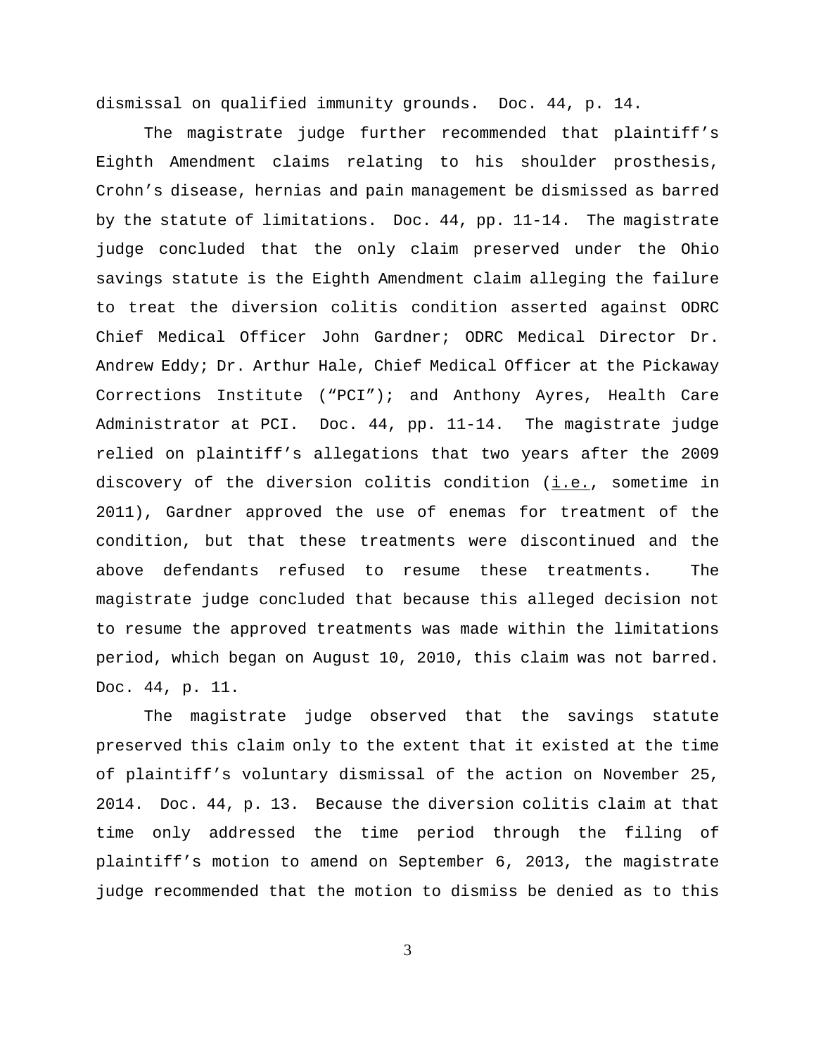dismissal on qualified immunity grounds. Doc. 44, p. 14.

The magistrate judge further recommended that plaintiff's Eighth Amendment claims relating to his shoulder prosthesis, Crohn's disease, hernias and pain management be dismissed as barred by the statute of limitations. Doc. 44, pp. 11-14. The magistrate judge concluded that the only claim preserved under the Ohio savings statute is the Eighth Amendment claim alleging the failure to treat the diversion colitis condition asserted against ODRC Chief Medical Officer John Gardner; ODRC Medical Director Dr. Andrew Eddy; Dr. Arthur Hale, Chief Medical Officer at the Pickaway Corrections Institute ("PCI"); and Anthony Ayres, Health Care Administrator at PCI. Doc. 44, pp. 11-14. The magistrate judge relied on plaintiff's allegations that two years after the 2009 discovery of the diversion colitis condition (i.e., sometime in 2011), Gardner approved the use of enemas for treatment of the condition, but that these treatments were discontinued and the above defendants refused to resume these treatments. The magistrate judge concluded that because this alleged decision not to resume the approved treatments was made within the limitations period, which began on August 10, 2010, this claim was not barred. Doc. 44, p. 11.

The magistrate judge observed that the savings statute preserved this claim only to the extent that it existed at the time of plaintiff's voluntary dismissal of the action on November 25, 2014. Doc. 44, p. 13. Because the diversion colitis claim at that time only addressed the time period through the filing of plaintiff's motion to amend on September 6, 2013, the magistrate judge recommended that the motion to dismiss be denied as to this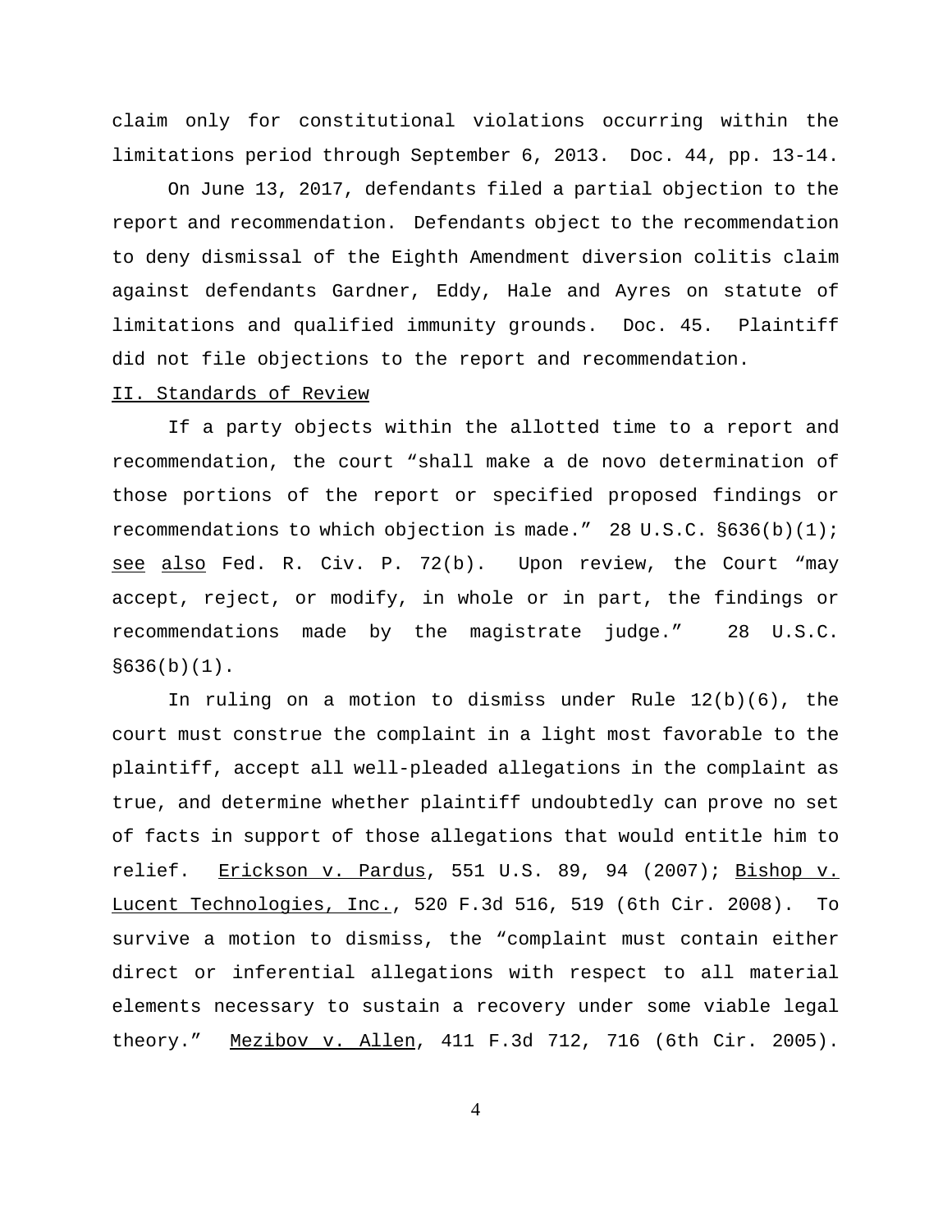claim only for constitutional violations occurring within the limitations period through September 6, 2013. Doc. 44, pp. 13-14.

On June 13, 2017, defendants filed a partial objection to the report and recommendation. Defendants object to the recommendation to deny dismissal of the Eighth Amendment diversion colitis claim against defendants Gardner, Eddy, Hale and Ayres on statute of limitations and qualified immunity grounds. Doc. 45. Plaintiff did not file objections to the report and recommendation.

## II. Standards of Review

If a party objects within the allotted time to a report and recommendation, the court "shall make a de novo determination of those portions of the report or specified proposed findings or recommendations to which objection is made." 28 U.S.C. §636(b)(1); see also Fed. R. Civ. P. 72(b). Upon review, the Court "may accept, reject, or modify, in whole or in part, the findings or recommendations made by the magistrate judge." 28 U.S.C. §636(b)(1).

In ruling on a motion to dismiss under Rule 12(b)(6), the court must construe the complaint in a light most favorable to the plaintiff, accept all well-pleaded allegations in the complaint as true, and determine whether plaintiff undoubtedly can prove no set of facts in support of those allegations that would entitle him to relief. Erickson v. Pardus, 551 U.S. 89, 94 (2007); Bishop v. Lucent Technologies, Inc., 520 F.3d 516, 519 (6th Cir. 2008). To survive a motion to dismiss, the "complaint must contain either direct or inferential allegations with respect to all material elements necessary to sustain a recovery under some viable legal theory." Mezibov v. Allen, 411 F.3d 712, 716 (6th Cir. 2005).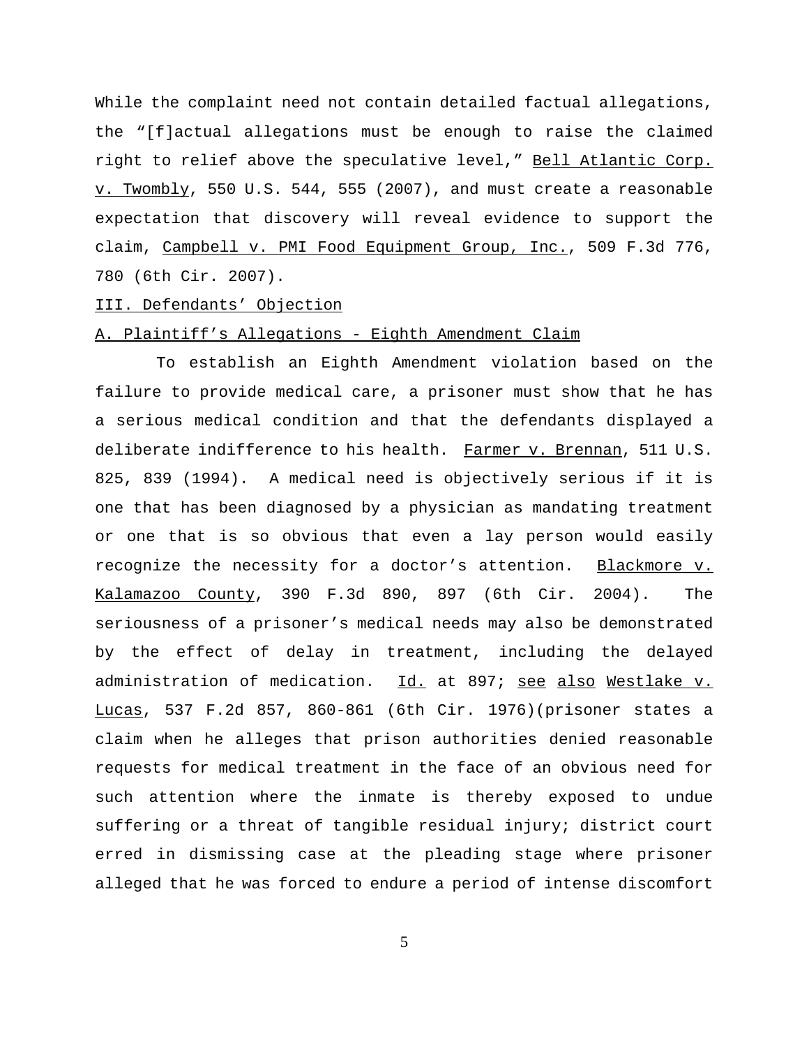While the complaint need not contain detailed factual allegations, the "[f]actual allegations must be enough to raise the claimed right to relief above the speculative level," Bell Atlantic Corp. v. Twombly, 550 U.S. 544, 555 (2007), and must create a reasonable expectation that discovery will reveal evidence to support the claim, Campbell v. PMI Food Equipment Group, Inc., 509 F.3d 776, 780 (6th Cir. 2007).

## III. Defendants' Objection

### A. Plaintiff's Allegations - Eighth Amendment Claim

To establish an Eighth Amendment violation based on the failure to provide medical care, a prisoner must show that he has a serious medical condition and that the defendants displayed a deliberate indifference to his health. Farmer v. Brennan, 511 U.S. 825, 839 (1994). A medical need is objectively serious if it is one that has been diagnosed by a physician as mandating treatment or one that is so obvious that even a lay person would easily recognize the necessity for a doctor's attention. Blackmore v. Kalamazoo County, 390 F.3d 890, 897 (6th Cir. 2004). The seriousness of a prisoner's medical needs may also be demonstrated by the effect of delay in treatment, including the delayed administration of medication. Id. at 897; see also Westlake v. Lucas, 537 F.2d 857, 860-861 (6th Cir. 1976)(prisoner states a claim when he alleges that prison authorities denied reasonable requests for medical treatment in the face of an obvious need for such attention where the inmate is thereby exposed to undue suffering or a threat of tangible residual injury; district court erred in dismissing case at the pleading stage where prisoner alleged that he was forced to endure a period of intense discomfort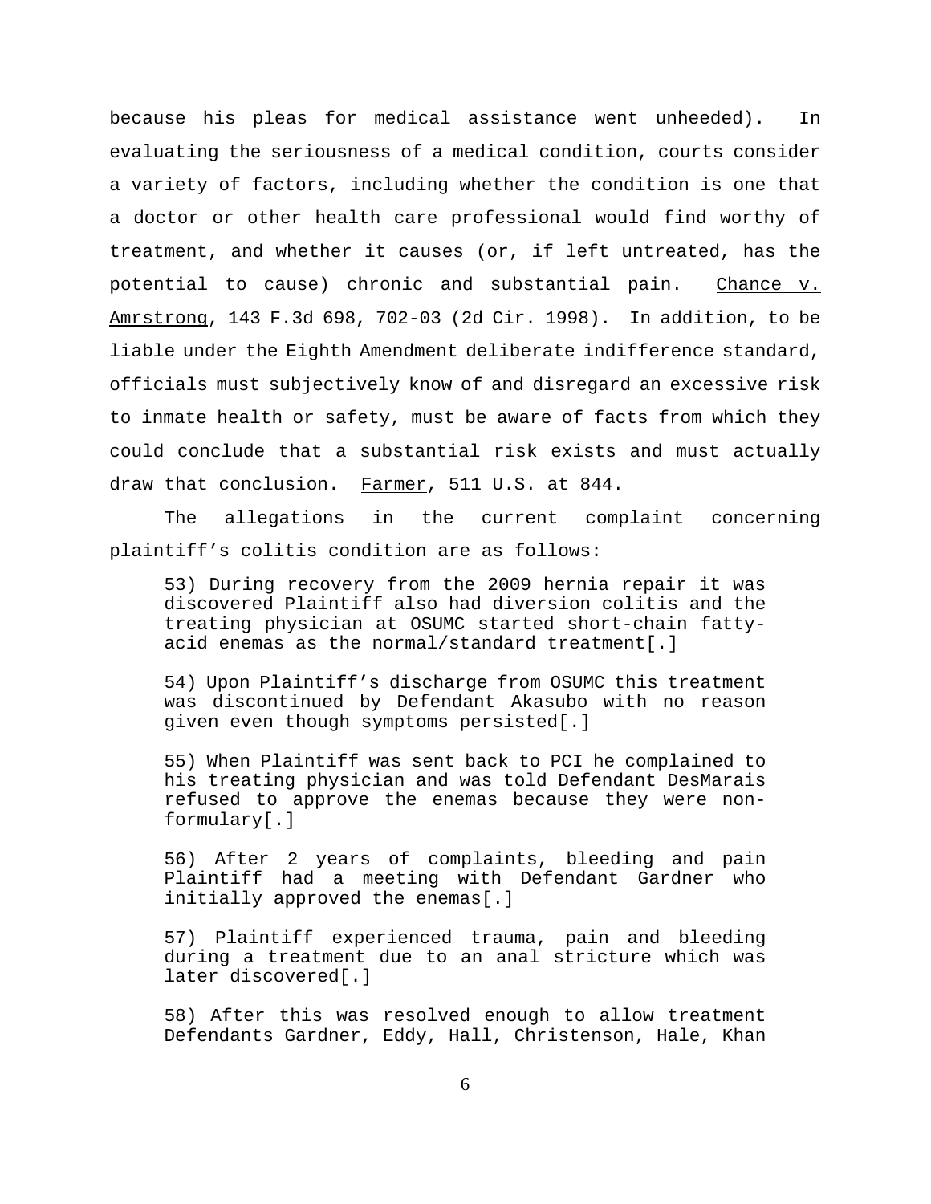because his pleas for medical assistance went unheeded). In evaluating the seriousness of a medical condition, courts consider a variety of factors, including whether the condition is one that a doctor or other health care professional would find worthy of treatment, and whether it causes (or, if left untreated, has the potential to cause) chronic and substantial pain. Chance v. Amrstrong, 143 F.3d 698, 702-03 (2d Cir. 1998). In addition, to be liable under the Eighth Amendment deliberate indifference standard, officials must subjectively know of and disregard an excessive risk to inmate health or safety, must be aware of facts from which they could conclude that a substantial risk exists and must actually draw that conclusion. Farmer, 511 U.S. at 844.

The allegations in the current complaint concerning plaintiff's colitis condition are as follows:

> 53) During recovery from the 2009 hernia repair it was discovered Plaintiff also had diversion colitis and the treating physician at OSUMC started short-chain fatty-acid enemas as the normal/standard treatment[.]
>
> 54) Upon Plaintiff's discharge from OSUMC this treatment was discontinued by Defendant Akasubo with no reason given even though symptoms persisted[.]
>
> 55) When Plaintiff was sent back to PCI he complained to his treating physician and was told Defendant DesMarais refused to approve the enemas because they were non-formulary[.]
>
> 56) After 2 years of complaints, bleeding and pain Plaintiff had a meeting with Defendant Gardner who initially approved the enemas[.]
>
> 57) Plaintiff experienced trauma, pain and bleeding during a treatment due to an anal stricture which was later discovered[.]
>
> 58) After this was resolved enough to allow treatment Defendants Gardner, Eddy, Hall, Christenson, Hale, Khan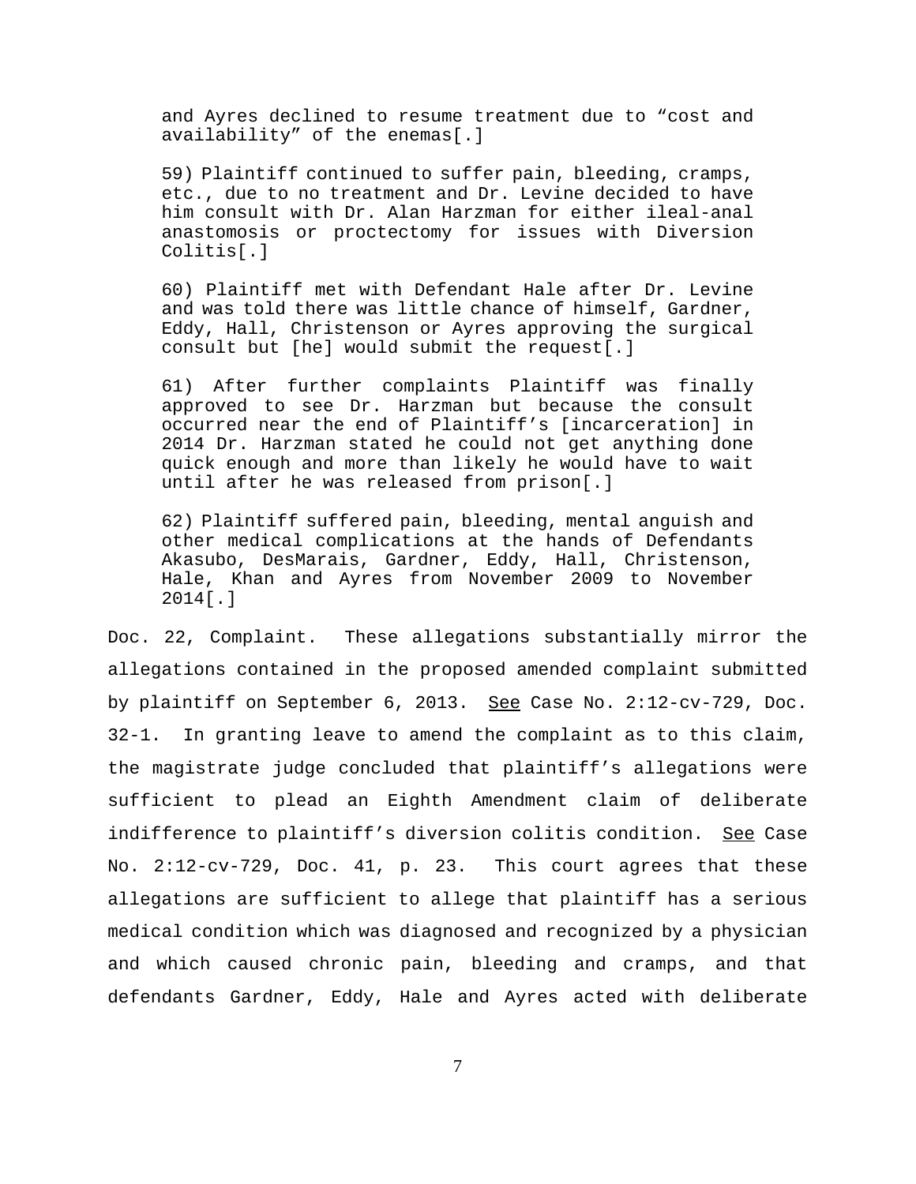> and Ayres declined to resume treatment due to "cost and availability" of the enemas[.]
>
> 59) Plaintiff continued to suffer pain, bleeding, cramps, etc., due to no treatment and Dr. Levine decided to have him consult with Dr. Alan Harzman for either ileal-anal anastomosis or proctectomy for issues with Diversion Colitis[.]
>
> 60) Plaintiff met with Defendant Hale after Dr. Levine and was told there was little chance of himself, Gardner, Eddy, Hall, Christenson or Ayres approving the surgical consult but [he] would submit the request[.]
>
> 61) After further complaints Plaintiff was finally approved to see Dr. Harzman but because the consult occurred near the end of Plaintiff's [incarceration] in 2014 Dr. Harzman stated he could not get anything done quick enough and more than likely he would have to wait until after he was released from prison[.]
>
> 62) Plaintiff suffered pain, bleeding, mental anguish and other medical complications at the hands of Defendants Akasubo, DesMarais, Gardner, Eddy, Hall, Christenson, Hale, Khan and Ayres from November 2009 to November 2014[.]

Doc. 22, Complaint. These allegations substantially mirror the allegations contained in the proposed amended complaint submitted by plaintiff on September 6, 2013. See Case No. 2:12-cv-729, Doc. 32-1. In granting leave to amend the complaint as to this claim, the magistrate judge concluded that plaintiff's allegations were sufficient to plead an Eighth Amendment claim of deliberate indifference to plaintiff's diversion colitis condition. See Case No. 2:12-cv-729, Doc. 41, p. 23. This court agrees that these allegations are sufficient to allege that plaintiff has a serious medical condition which was diagnosed and recognized by a physician and which caused chronic pain, bleeding and cramps, and that defendants Gardner, Eddy, Hale and Ayres acted with deliberate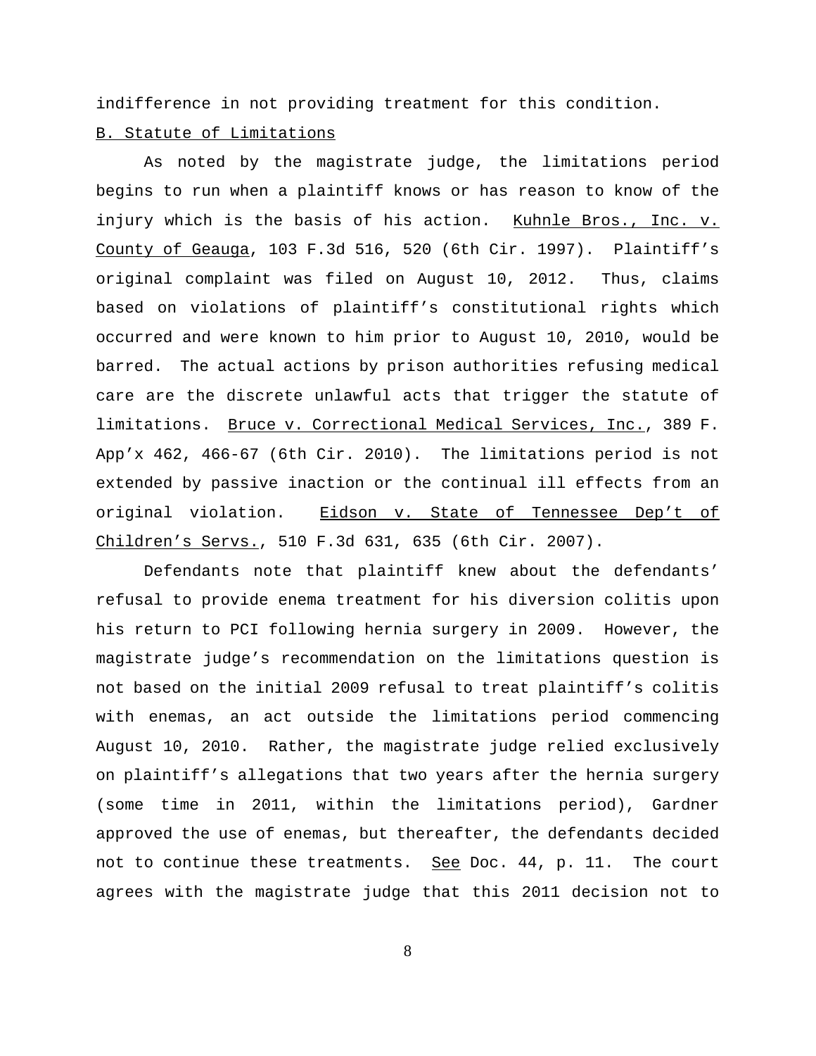indifference in not providing treatment for this condition.

B. Statute of Limitations

As noted by the magistrate judge, the limitations period begins to run when a plaintiff knows or has reason to know of the injury which is the basis of his action. Kuhnle Bros., Inc. v. County of Geauga, 103 F.3d 516, 520 (6th Cir. 1997). Plaintiff's original complaint was filed on August 10, 2012. Thus, claims based on violations of plaintiff's constitutional rights which occurred and were known to him prior to August 10, 2010, would be barred. The actual actions by prison authorities refusing medical care are the discrete unlawful acts that trigger the statute of limitations. Bruce v. Correctional Medical Services, Inc., 389 F. App'x 462, 466-67 (6th Cir. 2010). The limitations period is not extended by passive inaction or the continual ill effects from an original violation. Eidson v. State of Tennessee Dep't of Children's Servs., 510 F.3d 631, 635 (6th Cir. 2007).

Defendants note that plaintiff knew about the defendants' refusal to provide enema treatment for his diversion colitis upon his return to PCI following hernia surgery in 2009. However, the magistrate judge's recommendation on the limitations question is not based on the initial 2009 refusal to treat plaintiff's colitis with enemas, an act outside the limitations period commencing August 10, 2010. Rather, the magistrate judge relied exclusively on plaintiff's allegations that two years after the hernia surgery (some time in 2011, within the limitations period), Gardner approved the use of enemas, but thereafter, the defendants decided not to continue these treatments. See Doc. 44, p. 11. The court agrees with the magistrate judge that this 2011 decision not to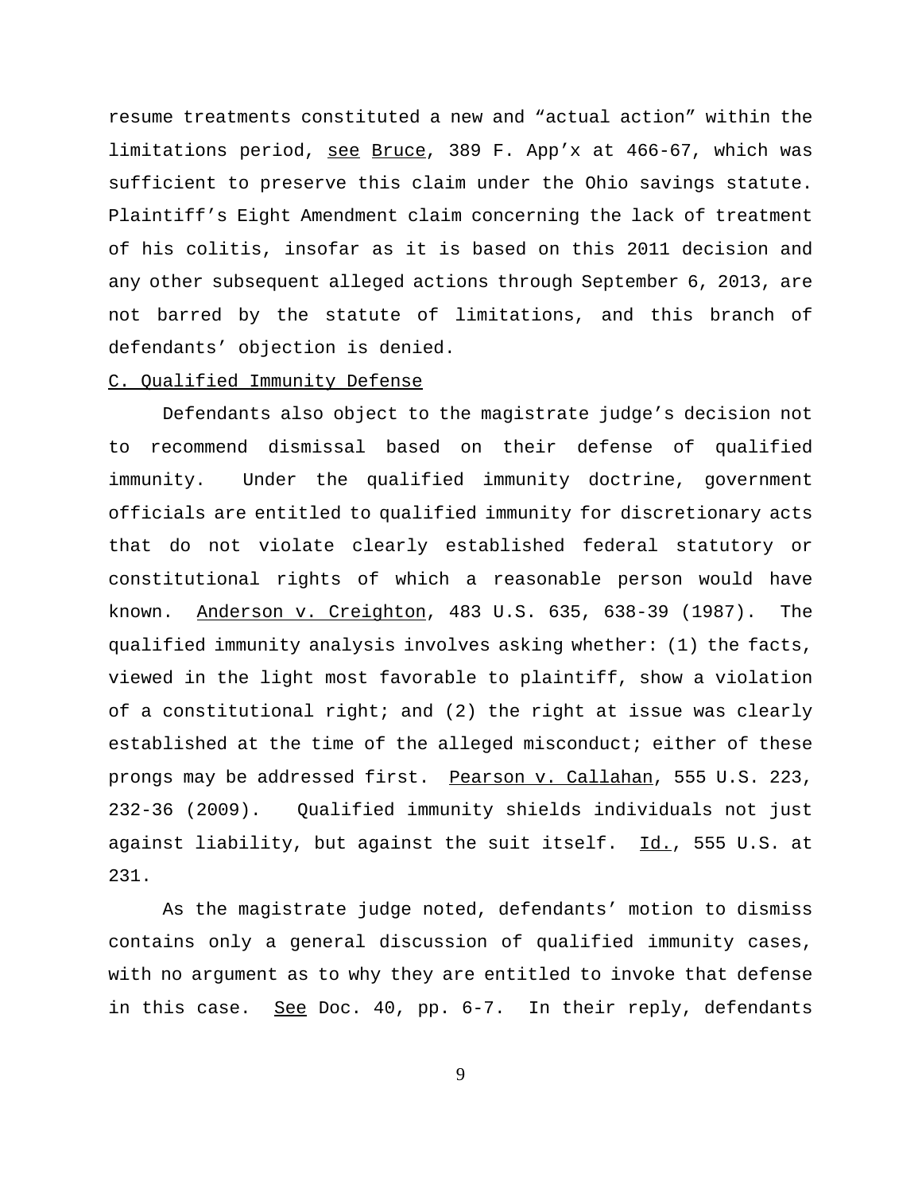resume treatments constituted a new and "actual action" within the limitations period, see Bruce, 389 F. App'x at 466-67, which was sufficient to preserve this claim under the Ohio savings statute. Plaintiff's Eight Amendment claim concerning the lack of treatment of his colitis, insofar as it is based on this 2011 decision and any other subsequent alleged actions through September 6, 2013, are not barred by the statute of limitations, and this branch of defendants' objection is denied.

C. Qualified Immunity Defense

Defendants also object to the magistrate judge's decision not to recommend dismissal based on their defense of qualified immunity. Under the qualified immunity doctrine, government officials are entitled to qualified immunity for discretionary acts that do not violate clearly established federal statutory or constitutional rights of which a reasonable person would have known. Anderson v. Creighton, 483 U.S. 635, 638-39 (1987). The qualified immunity analysis involves asking whether: (1) the facts, viewed in the light most favorable to plaintiff, show a violation of a constitutional right; and (2) the right at issue was clearly established at the time of the alleged misconduct; either of these prongs may be addressed first. Pearson v. Callahan, 555 U.S. 223, 232-36 (2009). Qualified immunity shields individuals not just against liability, but against the suit itself. Id., 555 U.S. at 231.

As the magistrate judge noted, defendants' motion to dismiss contains only a general discussion of qualified immunity cases, with no argument as to why they are entitled to invoke that defense in this case. See Doc. 40, pp. 6-7. In their reply, defendants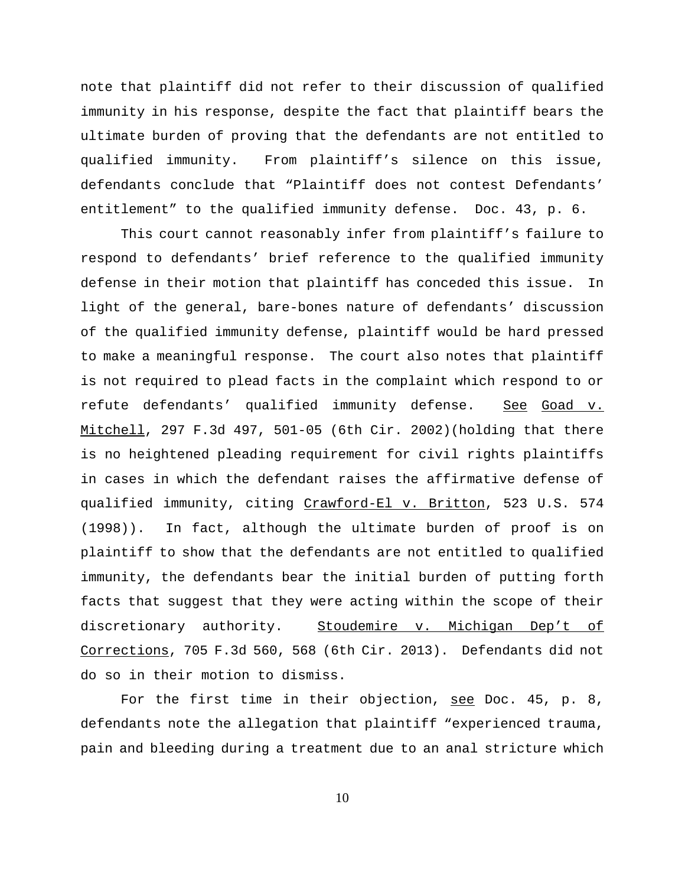note that plaintiff did not refer to their discussion of qualified immunity in his response, despite the fact that plaintiff bears the ultimate burden of proving that the defendants are not entitled to qualified immunity. From plaintiff's silence on this issue, defendants conclude that "Plaintiff does not contest Defendants' entitlement" to the qualified immunity defense. Doc. 43, p. 6.

This court cannot reasonably infer from plaintiff's failure to respond to defendants' brief reference to the qualified immunity defense in their motion that plaintiff has conceded this issue. In light of the general, bare-bones nature of defendants' discussion of the qualified immunity defense, plaintiff would be hard pressed to make a meaningful response. The court also notes that plaintiff is not required to plead facts in the complaint which respond to or refute defendants' qualified immunity defense. See Goad v. Mitchell, 297 F.3d 497, 501-05 (6th Cir. 2002)(holding that there is no heightened pleading requirement for civil rights plaintiffs in cases in which the defendant raises the affirmative defense of qualified immunity, citing Crawford-El v. Britton, 523 U.S. 574 (1998)). In fact, although the ultimate burden of proof is on plaintiff to show that the defendants are not entitled to qualified immunity, the defendants bear the initial burden of putting forth facts that suggest that they were acting within the scope of their discretionary authority. Stoudemire v. Michigan Dep't of Corrections, 705 F.3d 560, 568 (6th Cir. 2013). Defendants did not do so in their motion to dismiss.

For the first time in their objection, see Doc. 45, p. 8, defendants note the allegation that plaintiff "experienced trauma, pain and bleeding during a treatment due to an anal stricture which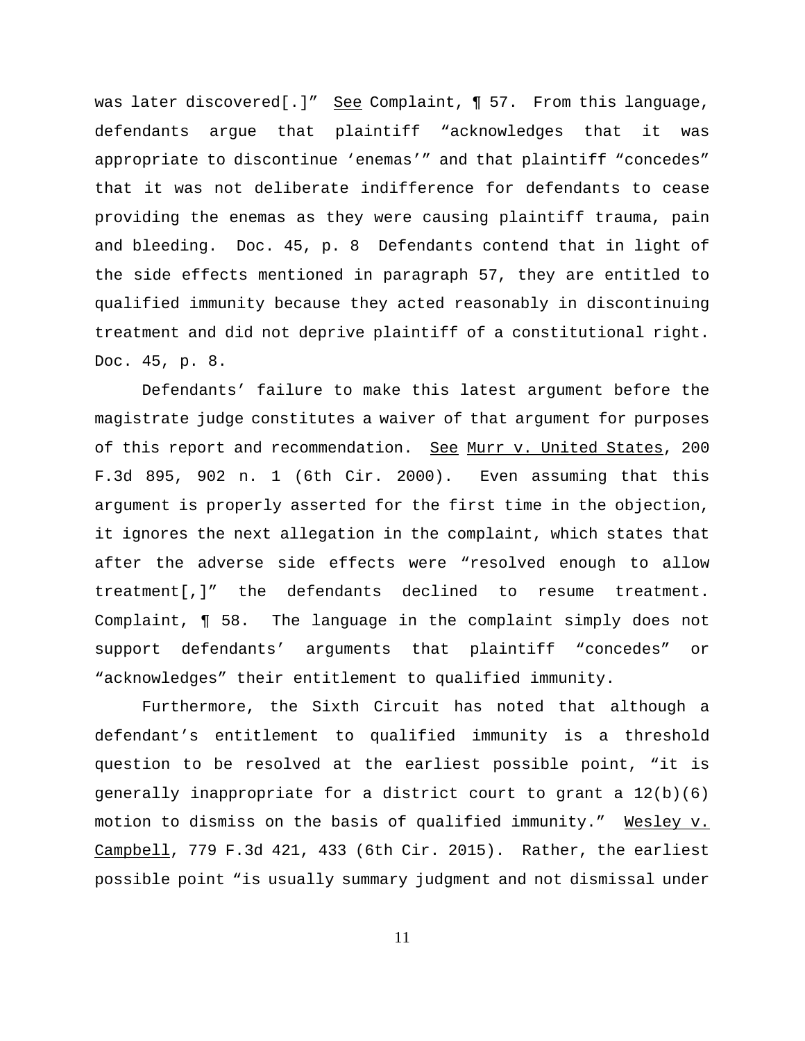was later discovered[.]" See Complaint, ¶ 57. From this language, defendants argue that plaintiff "acknowledges that it was appropriate to discontinue 'enemas'" and that plaintiff "concedes" that it was not deliberate indifference for defendants to cease providing the enemas as they were causing plaintiff trauma, pain and bleeding. Doc. 45, p. 8 Defendants contend that in light of the side effects mentioned in paragraph 57, they are entitled to qualified immunity because they acted reasonably in discontinuing treatment and did not deprive plaintiff of a constitutional right. Doc. 45, p. 8.

Defendants' failure to make this latest argument before the magistrate judge constitutes a waiver of that argument for purposes of this report and recommendation. See Murr v. United States, 200 F.3d 895, 902 n. 1 (6th Cir. 2000). Even assuming that this argument is properly asserted for the first time in the objection, it ignores the next allegation in the complaint, which states that after the adverse side effects were "resolved enough to allow treatment[,]" the defendants declined to resume treatment. Complaint, ¶ 58. The language in the complaint simply does not support defendants' arguments that plaintiff "concedes" or "acknowledges" their entitlement to qualified immunity.

Furthermore, the Sixth Circuit has noted that although a defendant's entitlement to qualified immunity is a threshold question to be resolved at the earliest possible point, "it is generally inappropriate for a district court to grant a 12(b)(6) motion to dismiss on the basis of qualified immunity." Wesley v. Campbell, 779 F.3d 421, 433 (6th Cir. 2015). Rather, the earliest possible point "is usually summary judgment and not dismissal under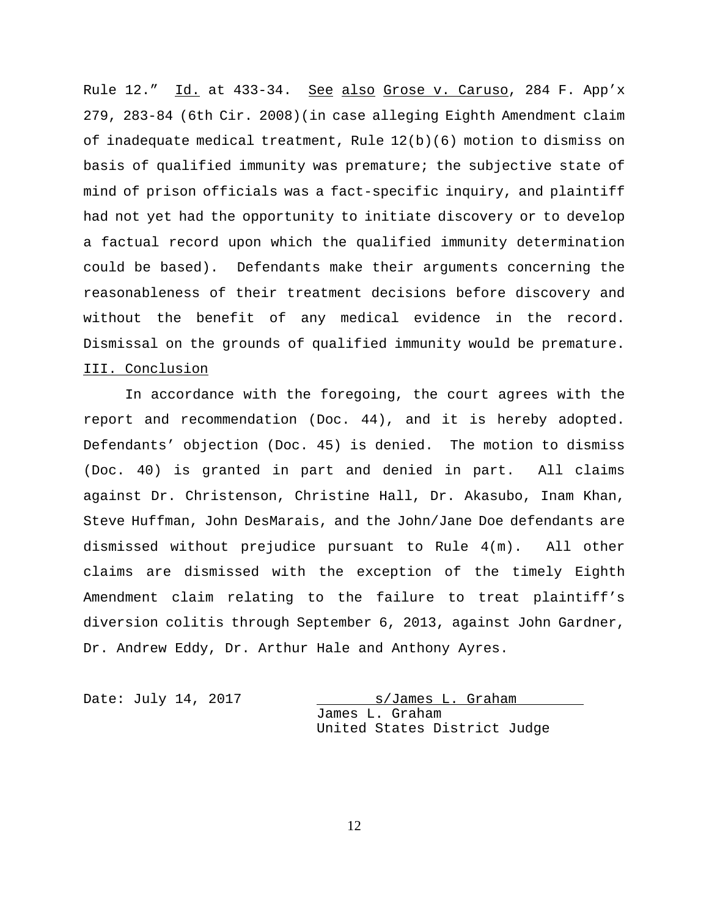Rule 12." Id. at 433-34. See also Grose v. Caruso, 284 F. App'x 279, 283-84 (6th Cir. 2008)(in case alleging Eighth Amendment claim of inadequate medical treatment, Rule 12(b)(6) motion to dismiss on basis of qualified immunity was premature; the subjective state of mind of prison officials was a fact-specific inquiry, and plaintiff had not yet had the opportunity to initiate discovery or to develop a factual record upon which the qualified immunity determination could be based). Defendants make their arguments concerning the reasonableness of their treatment decisions before discovery and without the benefit of any medical evidence in the record. Dismissal on the grounds of qualified immunity would be premature.

## III. Conclusion

In accordance with the foregoing, the court agrees with the report and recommendation (Doc. 44), and it is hereby adopted. Defendants' objection (Doc. 45) is denied. The motion to dismiss (Doc. 40) is granted in part and denied in part. All claims against Dr. Christenson, Christine Hall, Dr. Akasubo, Inam Khan, Steve Huffman, John DesMarais, and the John/Jane Doe defendants are dismissed without prejudice pursuant to Rule 4(m). All other claims are dismissed with the exception of the timely Eighth Amendment claim relating to the failure to treat plaintiff's diversion colitis through September 6, 2013, against John Gardner, Dr. Andrew Eddy, Dr. Arthur Hale and Anthony Ayres.

Date: July 14, 2017

s/James L. Graham
James L. Graham
United States District Judge